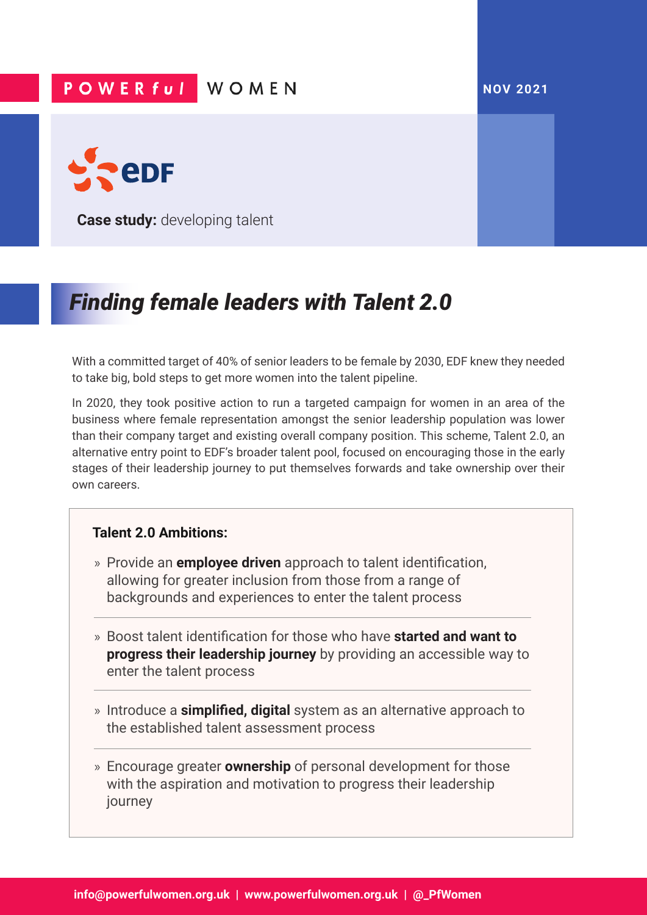POWERful WOMEN

NOV 2021

EDF

**Case study:** developing talent

# *Finding female leaders with Talent 2.0*

With a committed target of 40% of senior leaders to be female by 2030, EDF knew they needed to take big, bold steps to get more women into the talent pipeline.

In 2020, they took positive action to run a targeted campaign for women in an area of the business where female representation amongst the senior leadership population was lower than their company target and existing overall company position. This scheme, Talent 2.0, an alternative entry point to EDF's broader talent pool, focused on encouraging those in the early stages of their leadership journey to put themselves forwards and take ownership over their own careers.

**Talent 2.0 Ambitions:**

- Provide an **employee driven** approach to talent identification, allowing for greater inclusion from those from a range of backgrounds and experiences to enter the talent process
- Boost talent identification for those who have **started and want to progress their leadership journey** by providing an accessible way to enter the talent process
- Introduce a **simplified, digital** system as an alternative approach to the established talent assessment process
- Encourage greater **ownership** of personal development for those with the aspiration and motivation to progress their leadership journey

info@powerfulwomen.org.uk | www.powerfulwomen.org.uk | @_PfWomen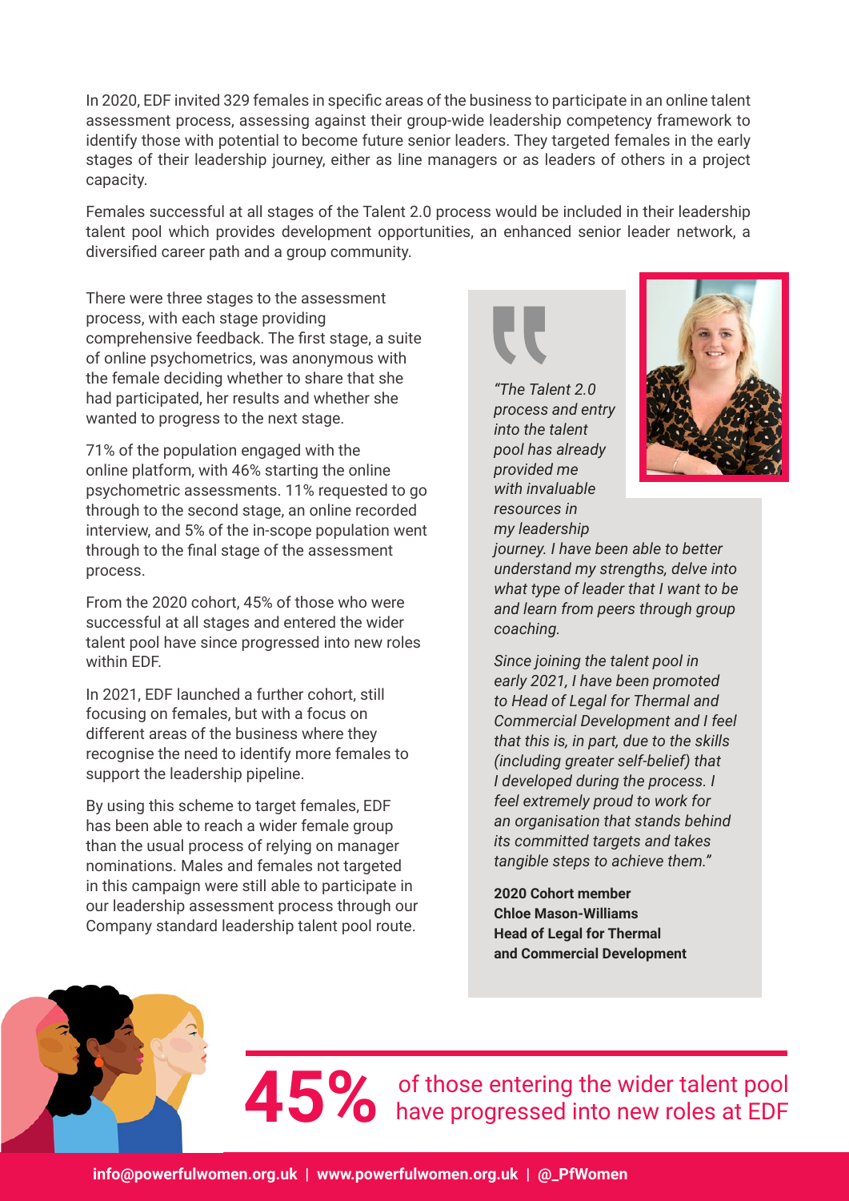In 2020, EDF invited 329 females in specific areas of the business to participate in an online talent assessment process, assessing against their group-wide leadership competency framework to identify those with potential to become future senior leaders. They targeted females in the early stages of their leadership journey, either as line managers or as leaders of others in a project capacity.

Females successful at all stages of the Talent 2.0 process would be included in their leadership talent pool which provides development opportunities, an enhanced senior leader network, a diversified career path and a group community.

There were three stages to the assessment process, with each stage providing comprehensive feedback. The first stage, a suite of online psychometrics, was anonymous with the female deciding whether to share that she had participated, her results and whether she wanted to progress to the next stage.

71% of the population engaged with the online platform, with 46% starting the online psychometric assessments. 11% requested to go through to the second stage, an online recorded interview, and 5% of the in-scope population went through to the final stage of the assessment process.

From the 2020 cohort, 45% of those who were successful at all stages and entered the wider talent pool have since progressed into new roles within EDF.

In 2021, EDF launched a further cohort, still focusing on females, but with a focus on different areas of the business where they recognise the need to identify more females to support the leadership pipeline.

By using this scheme to target females, EDF has been able to reach a wider female group than the usual process of relying on manager nominations. Males and females not targeted in this campaign were still able to participate in our leadership assessment process through our Company standard leadership talent pool route.

> *"The Talent 2.0 process and entry into the talent pool has already provided me with invaluable resources in my leadership journey. I have been able to better understand my strengths, delve into what type of leader that I want to be and learn from peers through group coaching.*
>
> *Since joining the talent pool in early 2021, I have been promoted to Head of Legal for Thermal and Commercial Development and I feel that this is, in part, due to the skills (including greater self-belief) that I developed during the process. I feel extremely proud to work for an organisation that stands behind its committed targets and takes tangible steps to achieve them."*
>
> **2020 Cohort member**
> **Chloe Mason-Williams**
> **Head of Legal for Thermal and Commercial Development**

**45%** of those entering the wider talent pool have progressed into new roles at EDF